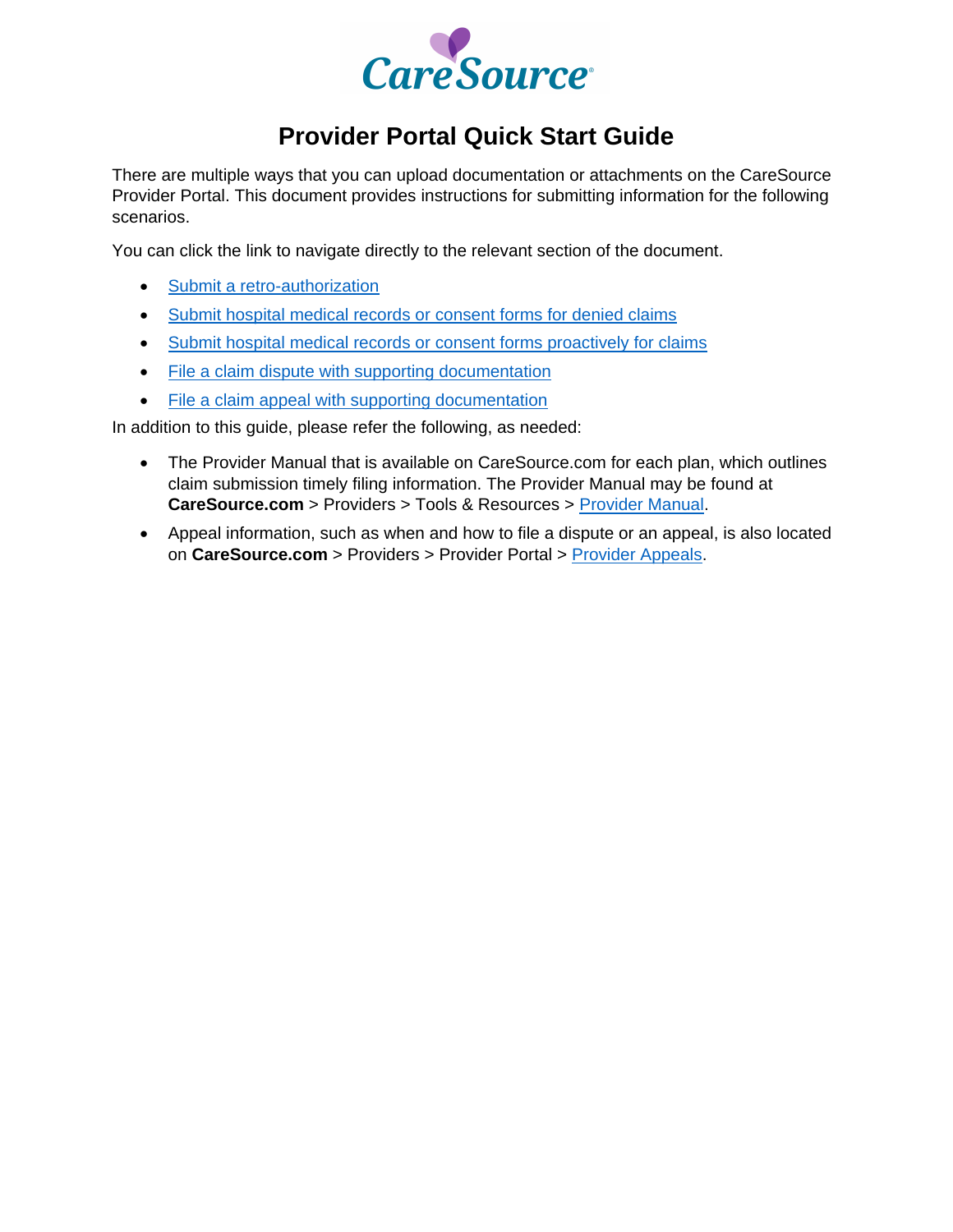CareSource

# Provider Portal Quick Start Guide

There are multiple ways that you can upload documentation or attachments on the CareSource Provider Portal. This document provides instructions for submitting information for the following scenarios.

You can click the link to navigate directly to the relevant section of the document.

- Submit a retro-authorization
- Submit hospital medical records or consent forms for denied claims
- Submit hospital medical records or consent forms proactively for claims
- File a claim dispute with supporting documentation
- File a claim appeal with supporting documentation

In addition to this guide, please refer the following, as needed:

- The Provider Manual that is available on CareSource.com for each plan, which outlines claim submission timely filing information. The Provider Manual may be found at **CareSource.com** > Providers > Tools & Resources > Provider Manual.
- Appeal information, such as when and how to file a dispute or an appeal, is also located on **CareSource.com** > Providers > Provider Portal > Provider Appeals.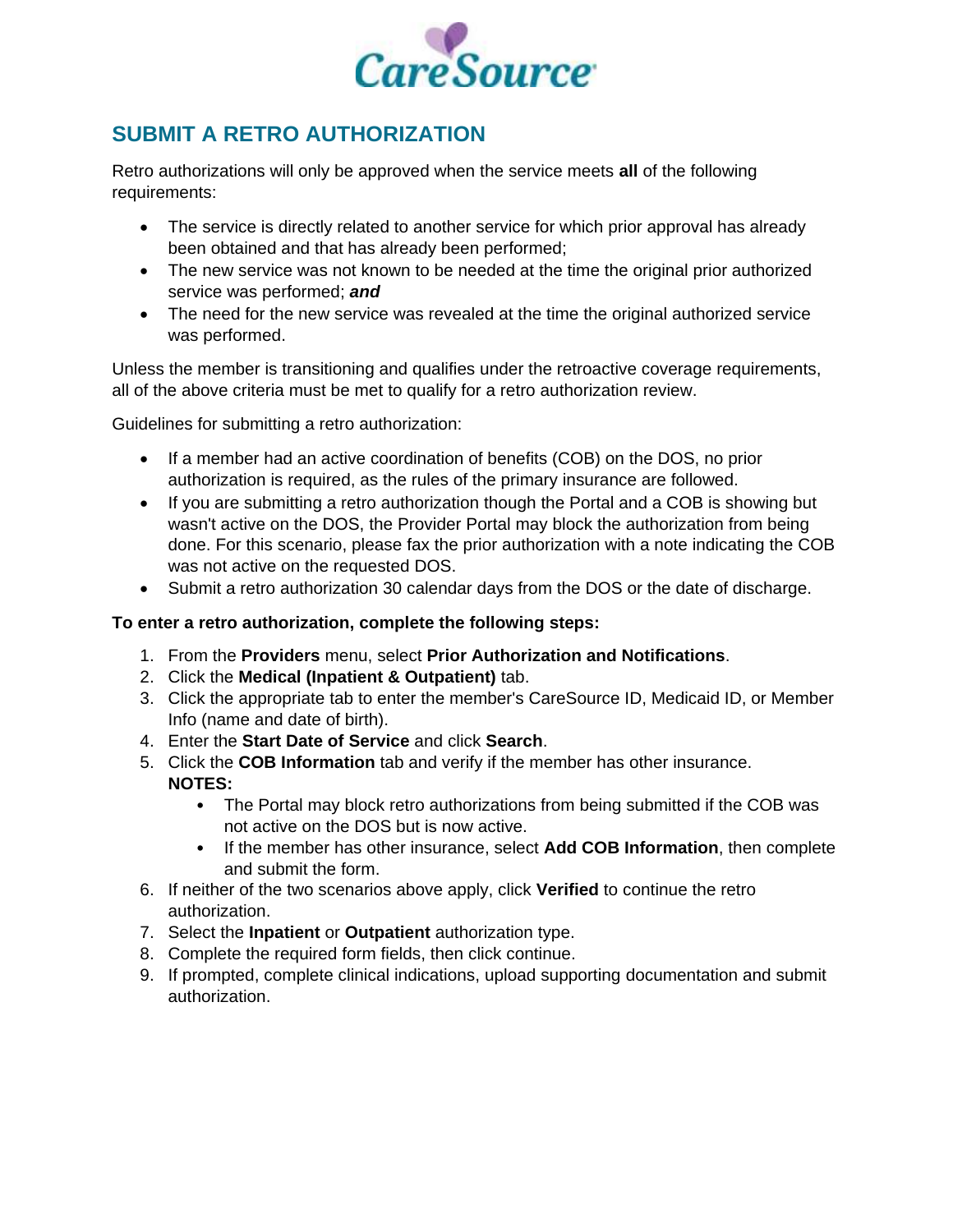## SUBMIT A RETRO AUTHORIZATION

Retro authorizations will only be approved when the service meets **all** of the following requirements:

- The service is directly related to another service for which prior approval has already been obtained and that has already been performed;
- The new service was not known to be needed at the time the original prior authorized service was performed; ***and***
- The need for the new service was revealed at the time the original authorized service was performed.

Unless the member is transitioning and qualifies under the retroactive coverage requirements, all of the above criteria must be met to qualify for a retro authorization review.

Guidelines for submitting a retro authorization:

- If a member had an active coordination of benefits (COB) on the DOS, no prior authorization is required, as the rules of the primary insurance are followed.
- If you are submitting a retro authorization though the Portal and a COB is showing but wasn't active on the DOS, the Provider Portal may block the authorization from being done. For this scenario, please fax the prior authorization with a note indicating the COB was not active on the requested DOS.
- Submit a retro authorization 30 calendar days from the DOS or the date of discharge.

**To enter a retro authorization, complete the following steps:**

1. From the **Providers** menu, select **Prior Authorization and Notifications**.
2. Click the **Medical (Inpatient & Outpatient)** tab.
3. Click the appropriate tab to enter the member's CareSource ID, Medicaid ID, or Member Info (name and date of birth).
4. Enter the **Start Date of Service** and click **Search**.
5. Click the **COB Information** tab and verify if the member has other insurance.
   **NOTES:**
   - The Portal may block retro authorizations from being submitted if the COB was not active on the DOS but is now active.
   - If the member has other insurance, select **Add COB Information**, then complete and submit the form.
6. If neither of the two scenarios above apply, click **Verified** to continue the retro authorization.
7. Select the **Inpatient** or **Outpatient** authorization type.
8. Complete the required form fields, then click continue.
9. If prompted, complete clinical indications, upload supporting documentation and submit authorization.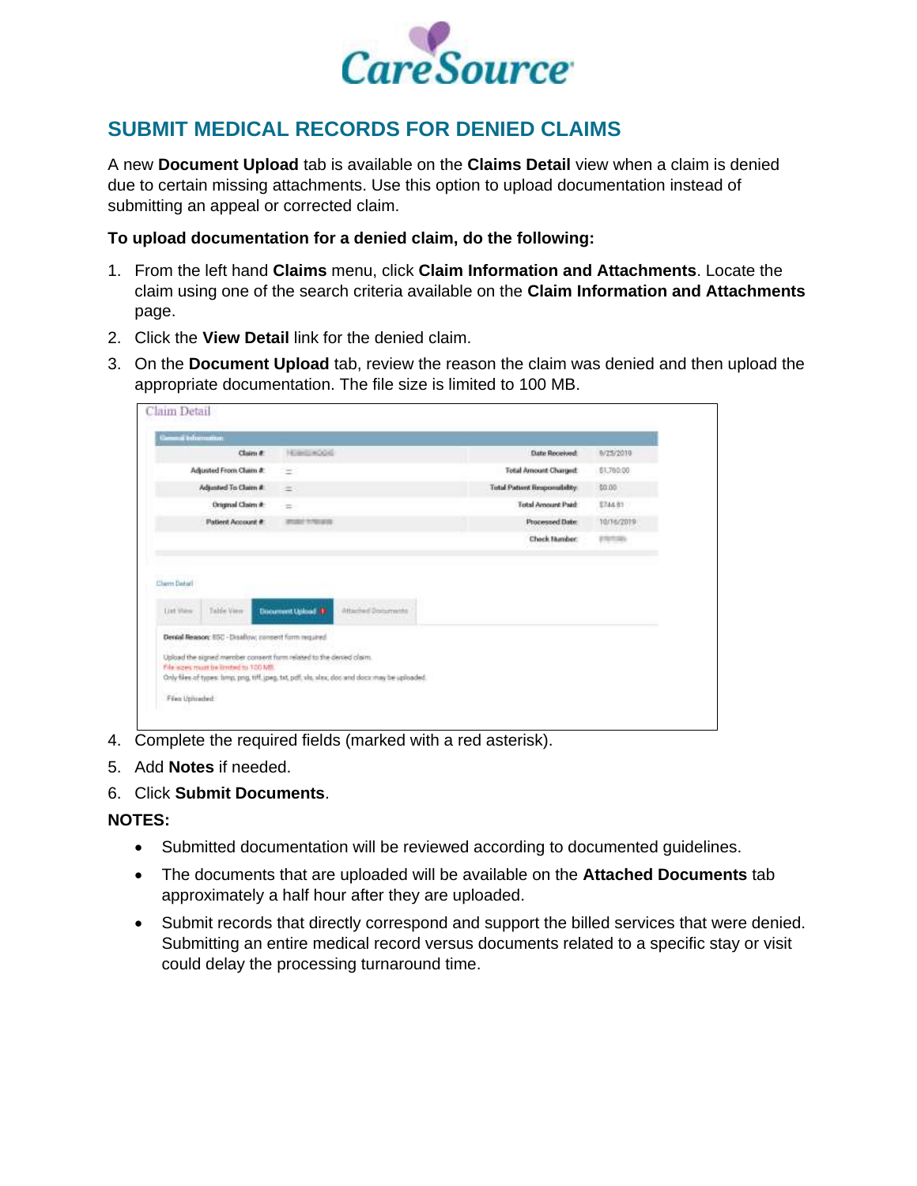# SUBMIT MEDICAL RECORDS FOR DENIED CLAIMS

A new **Document Upload** tab is available on the **Claims Detail** view when a claim is denied due to certain missing attachments. Use this option to upload documentation instead of submitting an appeal or corrected claim.

**To upload documentation for a denied claim, do the following:**

1. From the left hand **Claims** menu, click **Claim Information and Attachments**. Locate the claim using one of the search criteria available on the **Claim Information and Attachments** page.
2. Click the **View Detail** link for the denied claim.
3. On the **Document Upload** tab, review the reason the claim was denied and then upload the appropriate documentation. The file size is limited to 100 MB.
4. Complete the required fields (marked with a red asterisk).
5. Add **Notes** if needed.
6. Click **Submit Documents**.

**NOTES:**

- Submitted documentation will be reviewed according to documented guidelines.
- The documents that are uploaded will be available on the **Attached Documents** tab approximately a half hour after they are uploaded.
- Submit records that directly correspond and support the billed services that were denied. Submitting an entire medical record versus documents related to a specific stay or visit could delay the processing turnaround time.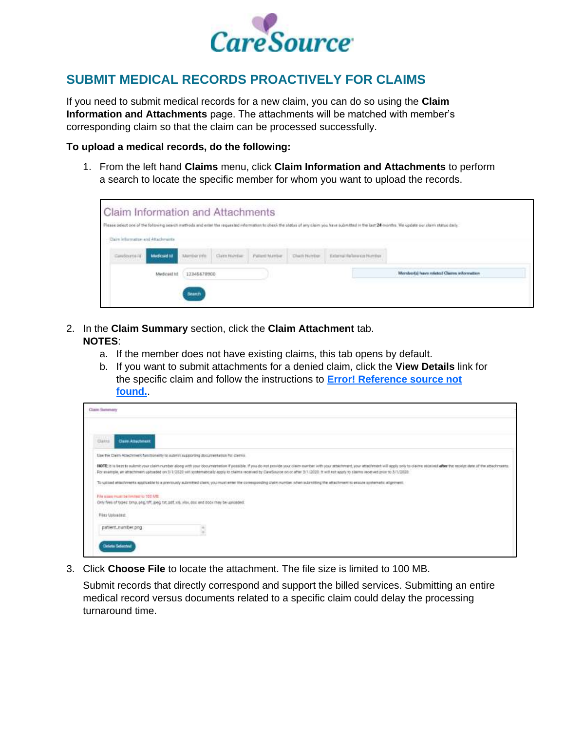# SUBMIT MEDICAL RECORDS PROACTIVELY FOR CLAIMS

If you need to submit medical records for a new claim, you can do so using the **Claim Information and Attachments** page. The attachments will be matched with member's corresponding claim so that the claim can be processed successfully.

**To upload a medical records, do the following:**

1. From the left hand **Claims** menu, click **Claim Information and Attachments** to perform a search to locate the specific member for whom you want to upload the records.

2. In the **Claim Summary** section, click the **Claim Attachment** tab.
   **NOTES**:
   a. If the member does not have existing claims, this tab opens by default.
   b. If you want to submit attachments for a denied claim, click the **View Details** link for the specific claim and follow the instructions to **Error! Reference source not found.**.

3. Click **Choose File** to locate the attachment. The file size is limited to 100 MB.

   Submit records that directly correspond and support the billed services. Submitting an entire medical record versus documents related to a specific claim could delay the processing turnaround time.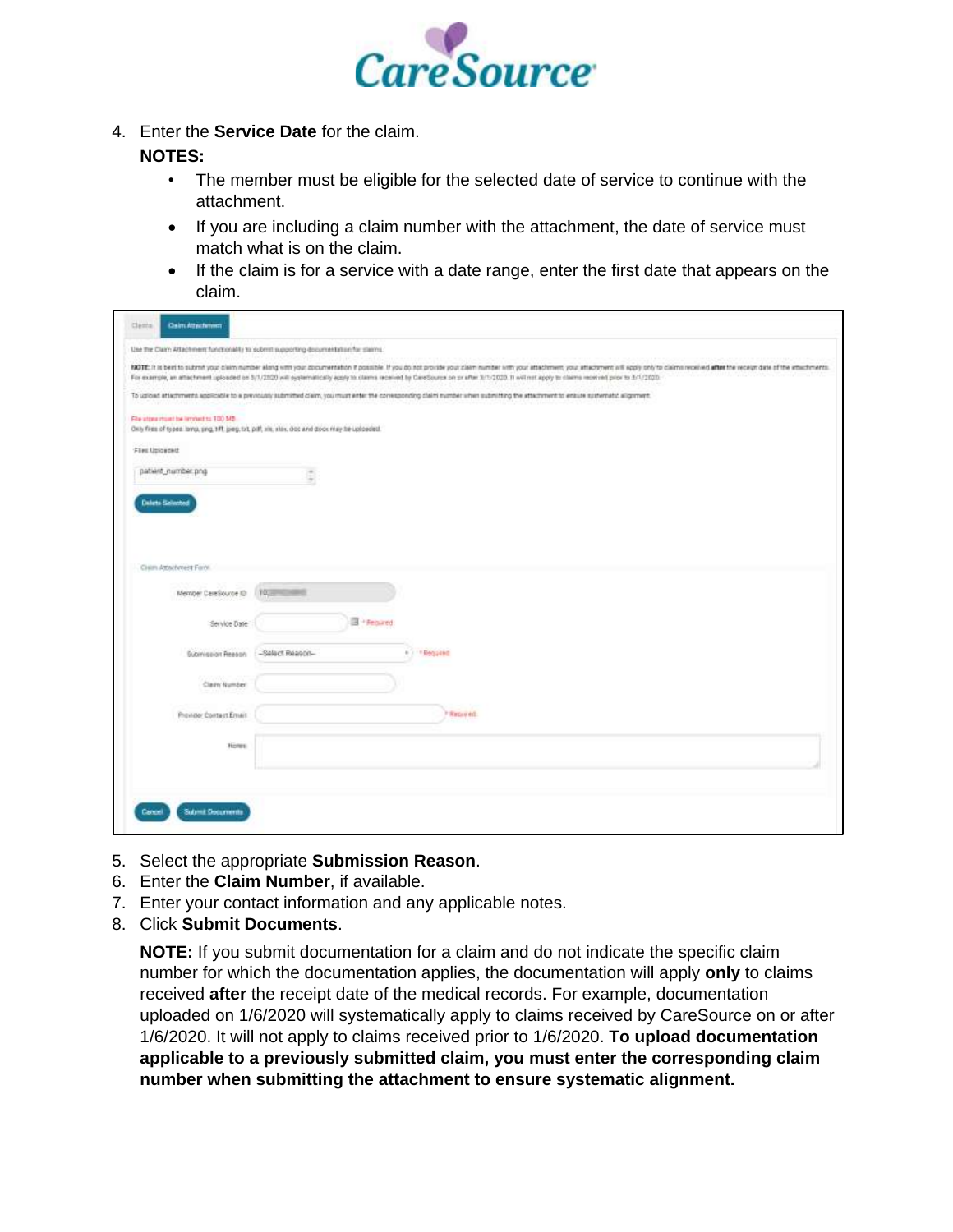4. Enter the **Service Date** for the claim.

   **NOTES:**
   - The member must be eligible for the selected date of service to continue with the attachment.
   - If you are including a claim number with the attachment, the date of service must match what is on the claim.
   - If the claim is for a service with a date range, enter the first date that appears on the claim.

5. Select the appropriate **Submission Reason**.
6. Enter the **Claim Number**, if available.
7. Enter your contact information and any applicable notes.
8. Click **Submit Documents**.

   **NOTE:** If you submit documentation for a claim and do not indicate the specific claim number for which the documentation applies, the documentation will apply **only** to claims received **after** the receipt date of the medical records. For example, documentation uploaded on 1/6/2020 will systematically apply to claims received by CareSource on or after 1/6/2020. It will not apply to claims received prior to 1/6/2020. **To upload documentation applicable to a previously submitted claim, you must enter the corresponding claim number when submitting the attachment to ensure systematic alignment.**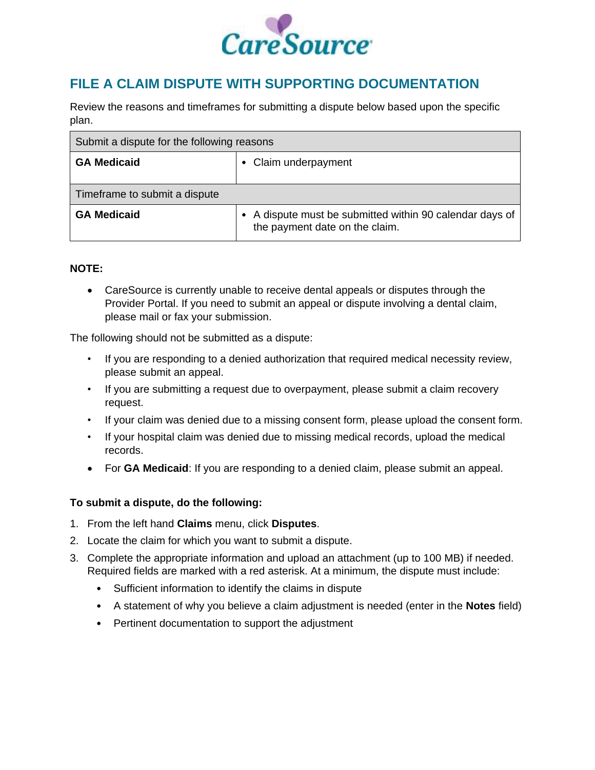## FILE A CLAIM DISPUTE WITH SUPPORTING DOCUMENTATION

Review the reasons and timeframes for submitting a dispute below based upon the specific plan.

| Submit a dispute for the following reasons | |
|---|---|
| **GA Medicaid** | • Claim underpayment |
| Timeframe to submit a dispute | |
| **GA Medicaid** | • A dispute must be submitted within 90 calendar days of the payment date on the claim. |

**NOTE:**

- CareSource is currently unable to receive dental appeals or disputes through the Provider Portal. If you need to submit an appeal or dispute involving a dental claim, please mail or fax your submission.

The following should not be submitted as a dispute:

- If you are responding to a denied authorization that required medical necessity review, please submit an appeal.
- If you are submitting a request due to overpayment, please submit a claim recovery request.
- If your claim was denied due to a missing consent form, please upload the consent form.
- If your hospital claim was denied due to missing medical records, upload the medical records.
- For **GA Medicaid**: If you are responding to a denied claim, please submit an appeal.

**To submit a dispute, do the following:**

1. From the left hand **Claims** menu, click **Disputes**.
2. Locate the claim for which you want to submit a dispute.
3. Complete the appropriate information and upload an attachment (up to 100 MB) if needed. Required fields are marked with a red asterisk. At a minimum, the dispute must include:
   - Sufficient information to identify the claims in dispute
   - A statement of why you believe a claim adjustment is needed (enter in the **Notes** field)
   - Pertinent documentation to support the adjustment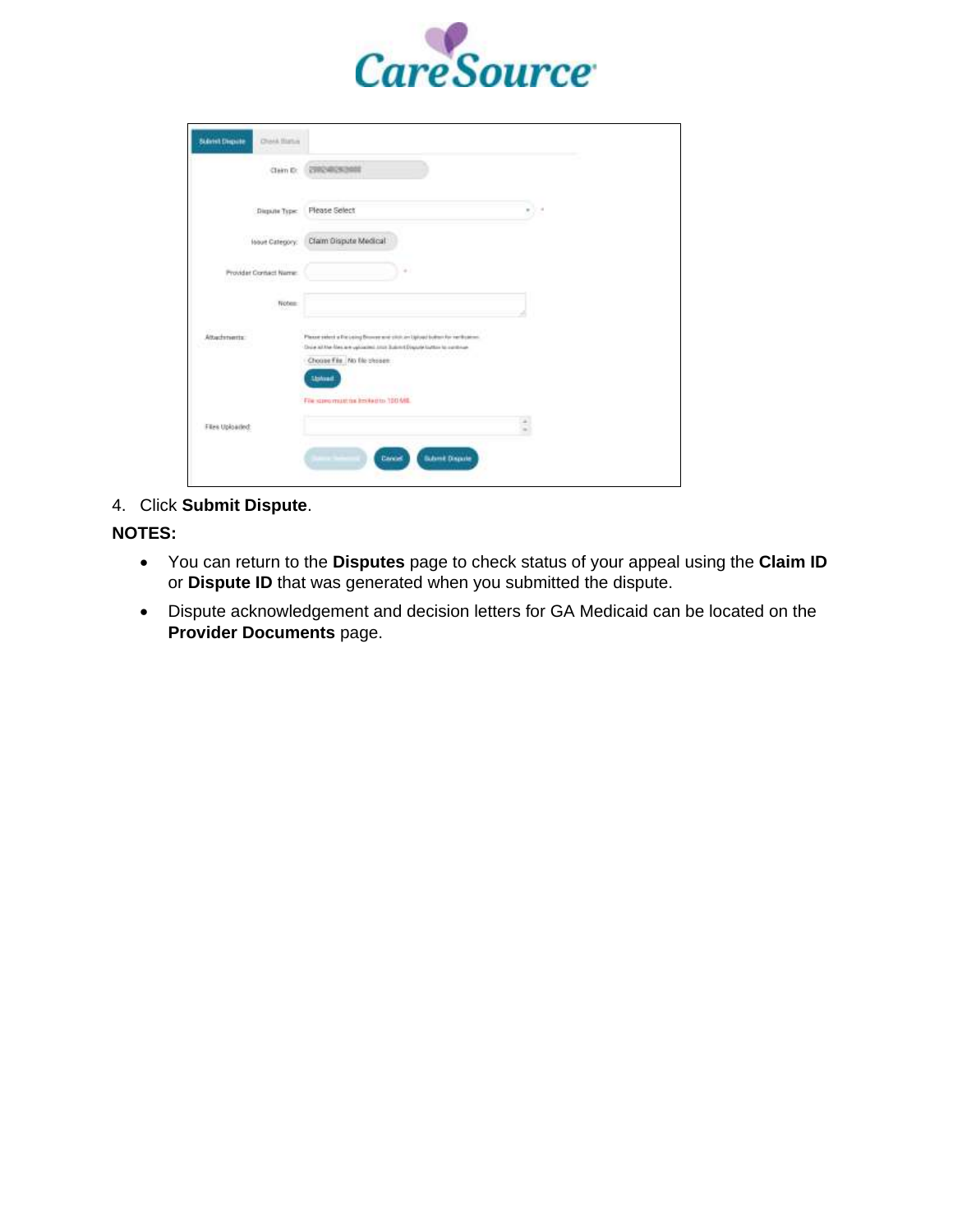4. Click **Submit Dispute**.

**NOTES:**

- You can return to the **Disputes** page to check status of your appeal using the **Claim ID** or **Dispute ID** that was generated when you submitted the dispute.
- Dispute acknowledgement and decision letters for GA Medicaid can be located on the **Provider Documents** page.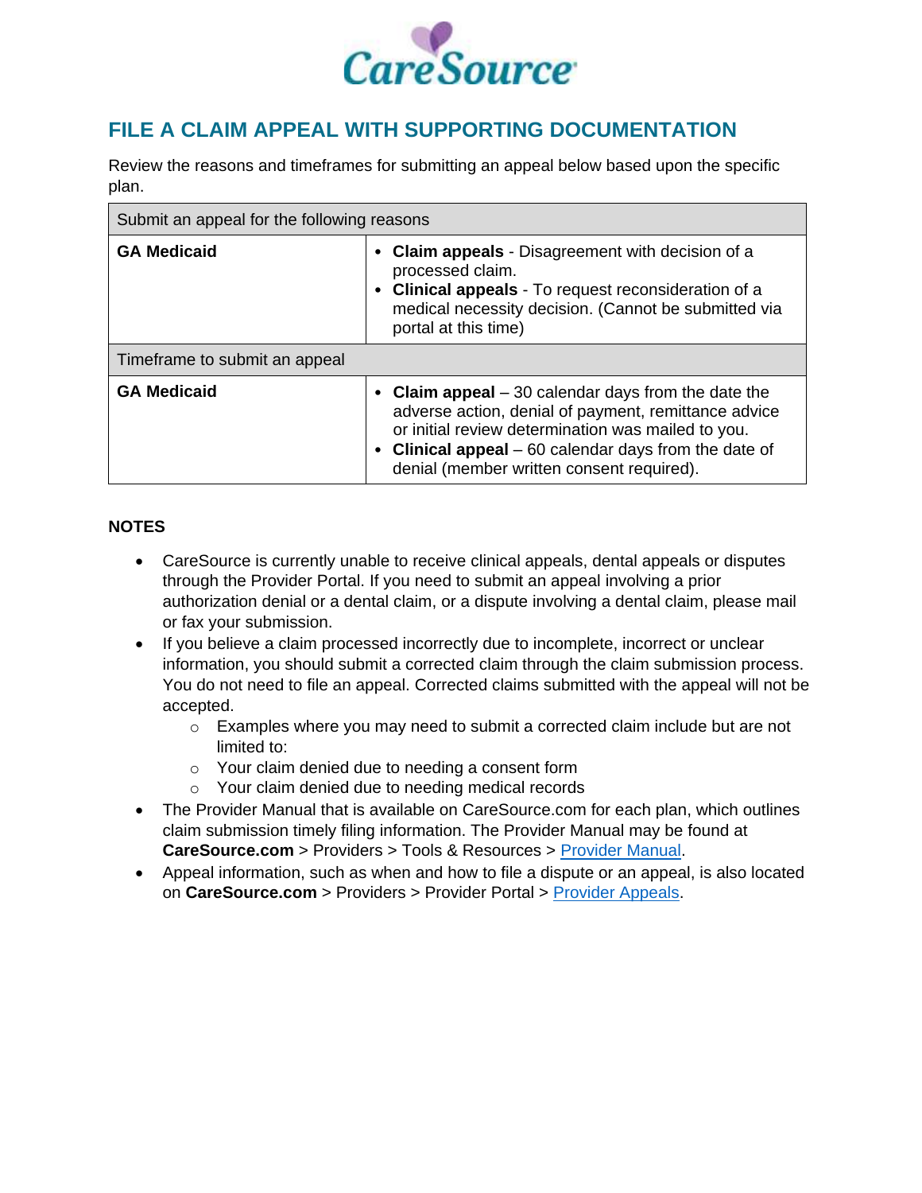## FILE A CLAIM APPEAL WITH SUPPORTING DOCUMENTATION

Review the reasons and timeframes for submitting an appeal below based upon the specific plan.

| Submit an appeal for the following reasons | |
|---|---|
| **GA Medicaid** | • **Claim appeals** - Disagreement with decision of a processed claim.<br>• **Clinical appeals** - To request reconsideration of a medical necessity decision. (Cannot be submitted via portal at this time) |
| Timeframe to submit an appeal | |
| **GA Medicaid** | • **Claim appeal** – 30 calendar days from the date the adverse action, denial of payment, remittance advice or initial review determination was mailed to you.<br>• **Clinical appeal** – 60 calendar days from the date of denial (member written consent required). |

**NOTES**

- CareSource is currently unable to receive clinical appeals, dental appeals or disputes through the Provider Portal. If you need to submit an appeal involving a prior authorization denial or a dental claim, or a dispute involving a dental claim, please mail or fax your submission.
- If you believe a claim processed incorrectly due to incomplete, incorrect or unclear information, you should submit a corrected claim through the claim submission process. You do not need to file an appeal. Corrected claims submitted with the appeal will not be accepted.
  - Examples where you may need to submit a corrected claim include but are not limited to:
  - Your claim denied due to needing a consent form
  - Your claim denied due to needing medical records
- The Provider Manual that is available on CareSource.com for each plan, which outlines claim submission timely filing information. The Provider Manual may be found at **CareSource.com** > Providers > Tools & Resources > Provider Manual.
- Appeal information, such as when and how to file a dispute or an appeal, is also located on **CareSource.com** > Providers > Provider Portal > Provider Appeals.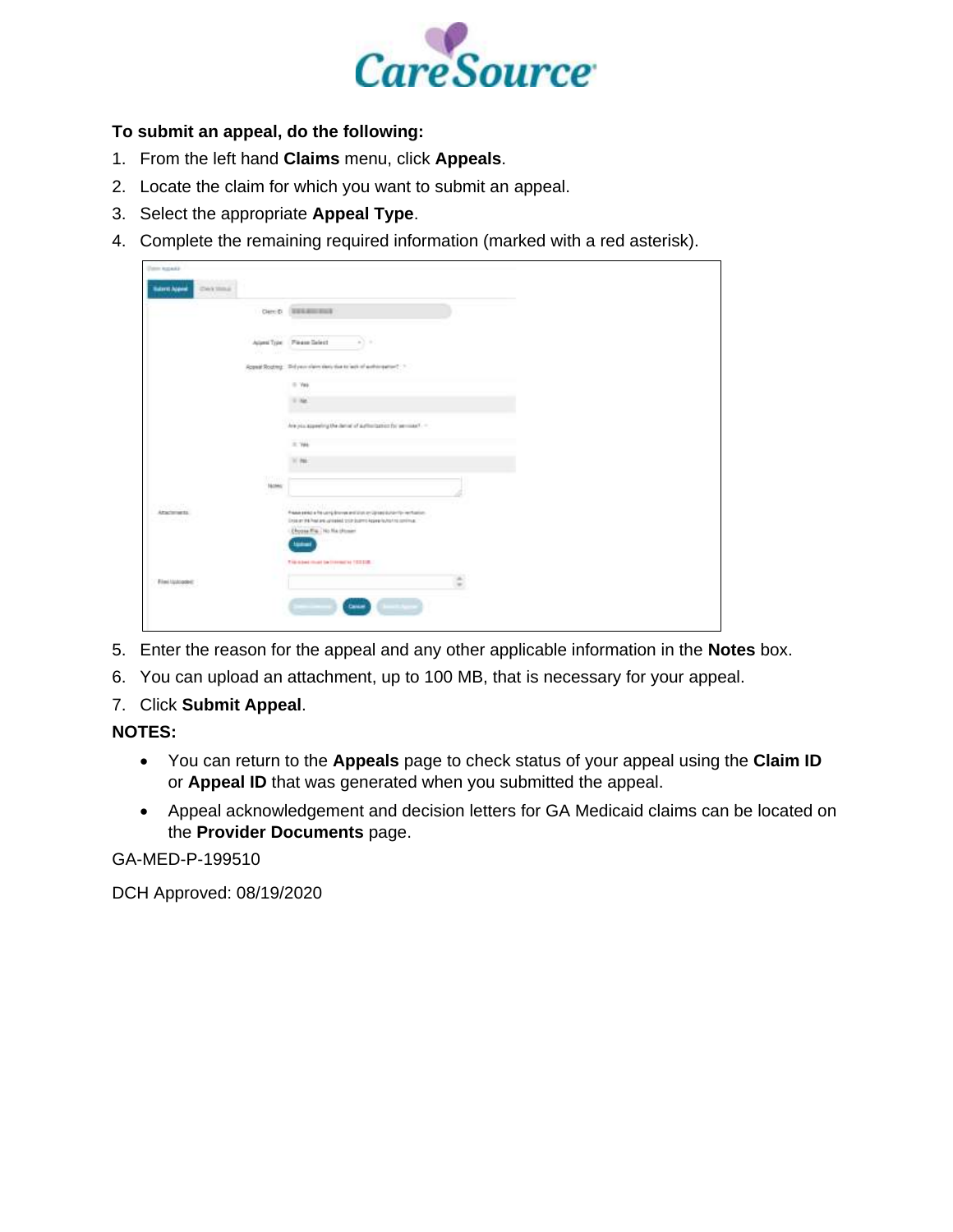**To submit an appeal, do the following:**

1. From the left hand **Claims** menu, click **Appeals**.
2. Locate the claim for which you want to submit an appeal.
3. Select the appropriate **Appeal Type**.
4. Complete the remaining required information (marked with a red asterisk).
5. Enter the reason for the appeal and any other applicable information in the **Notes** box.
6. You can upload an attachment, up to 100 MB, that is necessary for your appeal.
7. Click **Submit Appeal**.

**NOTES:**

- You can return to the **Appeals** page to check status of your appeal using the **Claim ID** or **Appeal ID** that was generated when you submitted the appeal.
- Appeal acknowledgement and decision letters for GA Medicaid claims can be located on the **Provider Documents** page.

GA-MED-P-199510

DCH Approved: 08/19/2020